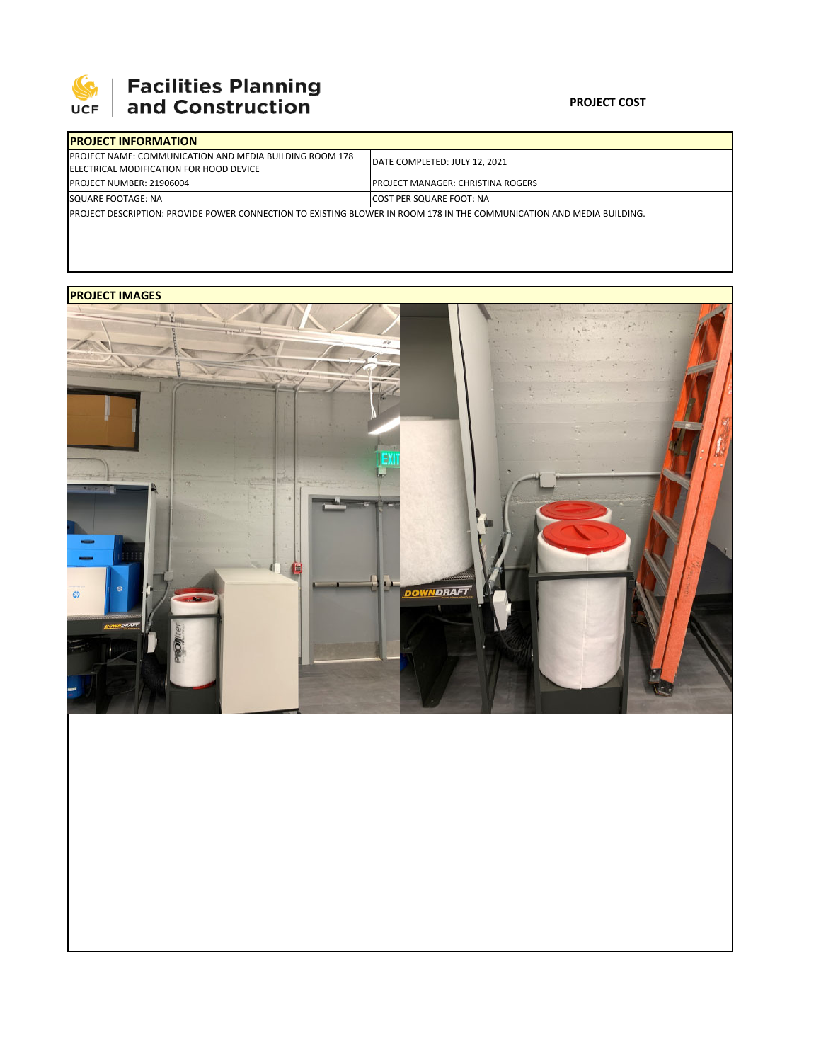Facilities Planning and Construction

**PROJECT COST**

| PROJECT INFORMATION | |
|---|---|
| PROJECT NAME: COMMUNICATION AND MEDIA BUILDING ROOM 178 ELECTRICAL MODIFICATION FOR HOOD DEVICE | DATE COMPLETED: JULY 12, 2021 |
| PROJECT NUMBER: 21906004 | PROJECT MANAGER: CHRISTINA ROGERS |
| SQUARE FOOTAGE: NA | COST PER SQUARE FOOT: NA |
| PROJECT DESCRIPTION: PROVIDE POWER CONNECTION TO EXISTING BLOWER IN ROOM 178 IN THE COMMUNICATION AND MEDIA BUILDING. | |

**PROJECT IMAGES**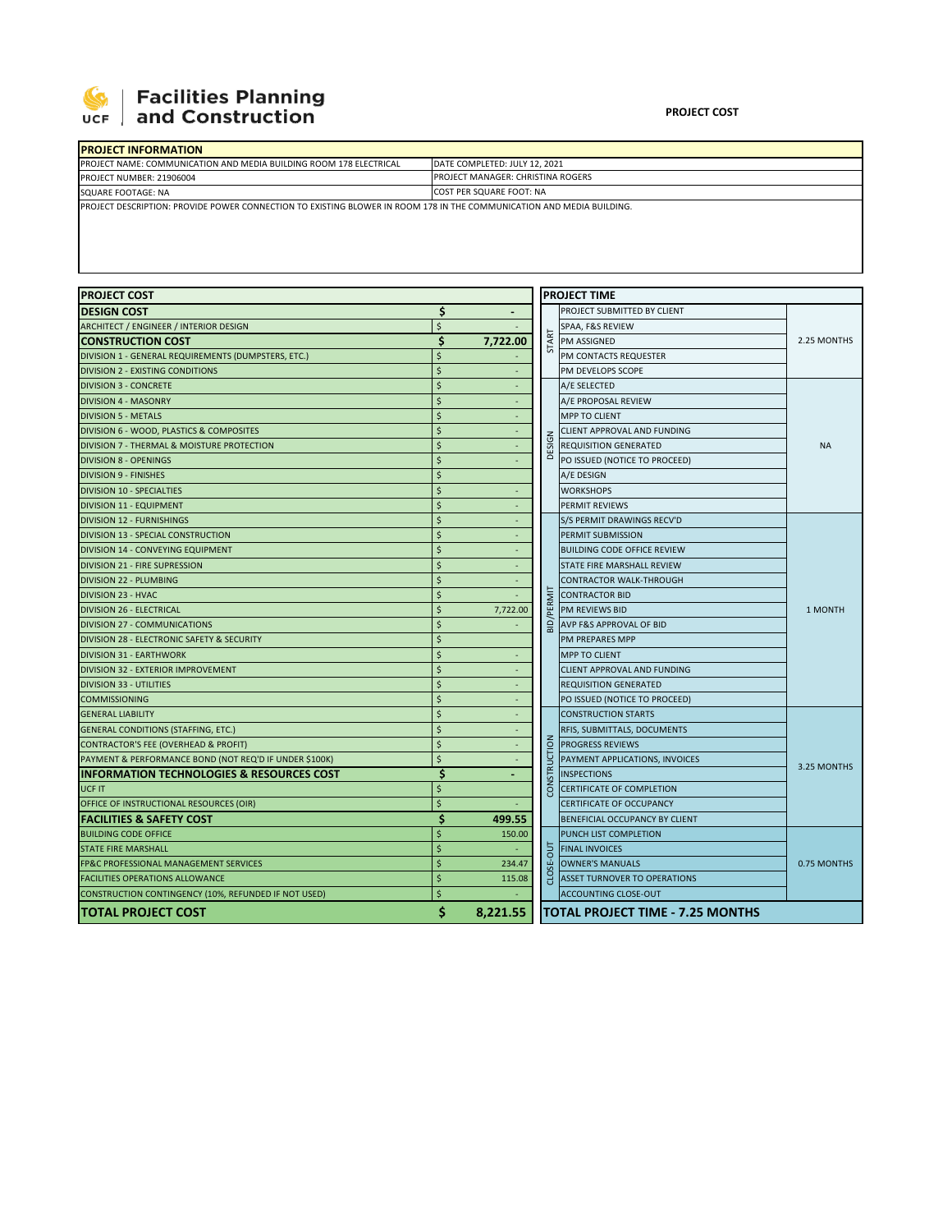**Facilities Planning and Construction**

**PROJECT COST**

| **PROJECT INFORMATION** | |
|---|---|
| PROJECT NAME: COMMUNICATION AND MEDIA BUILDING ROOM 178 ELECTRICAL | DATE COMPLETED: JULY 12, 2021 |
| PROJECT NUMBER: 21906004 | PROJECT MANAGER: CHRISTINA ROGERS |
| SQUARE FOOTAGE: NA | COST PER SQUARE FOOT: NA |
| PROJECT DESCRIPTION: PROVIDE POWER CONNECTION TO EXISTING BLOWER IN ROOM 178 IN THE COMMUNICATION AND MEDIA BUILDING. | |

| **PROJECT COST** | | |
|---|---|---|
| **DESIGN COST** | **$** | **-** |
| ARCHITECT / ENGINEER / INTERIOR DESIGN | $ | - |
| **CONSTRUCTION COST** | **$** | **7,722.00** |
| DIVISION 1 - GENERAL REQUIREMENTS (DUMPSTERS, ETC.) | $ | - |
| DIVISION 2 - EXISTING CONDITIONS | $ | - |
| DIVISION 3 - CONCRETE | $ | - |
| DIVISION 4 - MASONRY | $ | - |
| DIVISION 5 - METALS | $ | - |
| DIVISION 6 - WOOD, PLASTICS & COMPOSITES | $ | - |
| DIVISION 7 - THERMAL & MOISTURE PROTECTION | $ | - |
| DIVISION 8 - OPENINGS | $ | - |
| DIVISION 9 - FINISHES | $ | |
| DIVISION 10 - SPECIALTIES | $ | - |
| DIVISION 11 - EQUIPMENT | $ | - |
| DIVISION 12 - FURNISHINGS | $ | - |
| DIVISION 13 - SPECIAL CONSTRUCTION | $ | - |
| DIVISION 14 - CONVEYING EQUIPMENT | $ | - |
| DIVISION 21 - FIRE SUPRESSION | $ | - |
| DIVISION 22 - PLUMBING | $ | - |
| DIVISION 23 - HVAC | $ | - |
| DIVISION 26 - ELECTRICAL | $ | 7,722.00 |
| DIVISION 27 - COMMUNICATIONS | $ | - |
| DIVISION 28 - ELECTRONIC SAFETY & SECURITY | $ | |
| DIVISION 31 - EARTHWORK | $ | - |
| DIVISION 32 - EXTERIOR IMPROVEMENT | $ | - |
| DIVISION 33 - UTILITIES | $ | - |
| COMMISSIONING | $ | - |
| GENERAL LIABILITY | $ | - |
| GENERAL CONDITIONS (STAFFING, ETC.) | $ | - |
| CONTRACTOR'S FEE (OVERHEAD & PROFIT) | $ | - |
| PAYMENT & PERFORMANCE BOND (NOT REQ'D IF UNDER $100K) | $ | - |
| **INFORMATION TECHNOLOGIES & RESOURCES COST** | **$** | **-** |
| UCF IT | $ | |
| OFFICE OF INSTRUCTIONAL RESOURCES (OIR) | $ | - |
| **FACILITIES & SAFETY COST** | **$** | **499.55** |
| BUILDING CODE OFFICE | $ | 150.00 |
| STATE FIRE MARSHALL | $ | - |
| FP&C PROFESSIONAL MANAGEMENT SERVICES | $ | 234.47 |
| FACILITIES OPERATIONS ALLOWANCE | $ | 115.08 |
| CONSTRUCTION CONTINGENCY (10%, REFUNDED IF NOT USED) | $ | - |
| **TOTAL PROJECT COST** | **$** | **8,221.55** |

| **PROJECT TIME** | | |
|---|---|---|
| START | PROJECT SUBMITTED BY CLIENT | 2.25 MONTHS |
| | SPAA, F&S REVIEW | |
| | PM ASSIGNED | |
| | PM CONTACTS REQUESTER | |
| | PM DEVELOPS SCOPE | |
| DESIGN | A/E SELECTED | NA |
| | A/E PROPOSAL REVIEW | |
| | MPP TO CLIENT | |
| | CLIENT APPROVAL AND FUNDING | |
| | REQUISITION GENERATED | |
| | PO ISSUED (NOTICE TO PROCEED) | |
| | A/E DESIGN | |
| | WORKSHOPS | |
| | PERMIT REVIEWS | |
| BID/PERMIT | S/S PERMIT DRAWINGS RECV'D | 1 MONTH |
| | PERMIT SUBMISSION | |
| | BUILDING CODE OFFICE REVIEW | |
| | STATE FIRE MARSHALL REVIEW | |
| | CONTRACTOR WALK-THROUGH | |
| | CONTRACTOR BID | |
| | PM REVIEWS BID | |
| | AVP F&S APPROVAL OF BID | |
| | PM PREPARES MPP | |
| | MPP TO CLIENT | |
| | CLIENT APPROVAL AND FUNDING | |
| | REQUISITION GENERATED | |
| | PO ISSUED (NOTICE TO PROCEED) | |
| CONSTRUCTION | CONSTRUCTION STARTS | 3.25 MONTHS |
| | RFIS, SUBMITTALS, DOCUMENTS | |
| | PROGRESS REVIEWS | |
| | PAYMENT APPLICATIONS, INVOICES | |
| | INSPECTIONS | |
| | CERTIFICATE OF COMPLETION | |
| | CERTIFICATE OF OCCUPANCY | |
| | BENEFICIAL OCCUPANCY BY CLIENT | |
| CLOSE-OUT | PUNCH LIST COMPLETION | 0.75 MONTHS |
| | FINAL INVOICES | |
| | OWNER'S MANUALS | |
| | ASSET TURNOVER TO OPERATIONS | |
| | ACCOUNTING CLOSE-OUT | |
| **TOTAL PROJECT TIME - 7.25 MONTHS** | | |